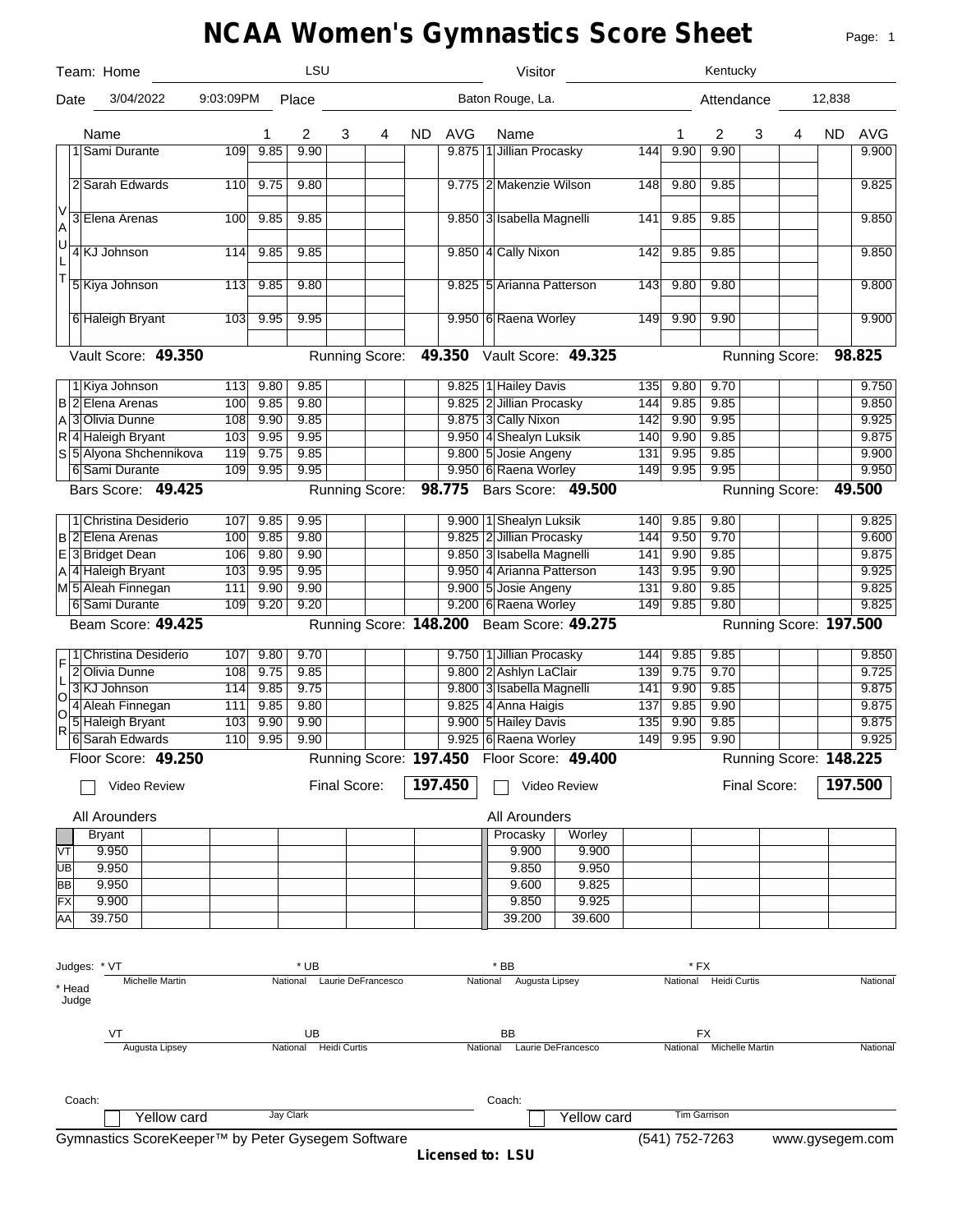# NCAA Women's Gymnastics Score Sheet

Team: Home LSU | Visitor Kentucky

Date 3/04/2022 9:03:09PM | Place Baton Rouge, La. | Attendance 12,838

## Vault

| | Name | # | 1 | 2 | 3 | 4 | ND | AVG | | Name | # | 1 | 2 | 3 | 4 | ND | AVG |
|---|---|---|---|---|---|---|---|---|---|---|---|---|---|---|---|---|---|
| 1 | Sami Durante | 109 | 9.85 | 9.90 | | | | 9.875 | 1 | Jillian Procasky | 144 | 9.90 | 9.90 | | | | 9.900 |
| 2 | Sarah Edwards | 110 | 9.75 | 9.80 | | | | 9.775 | 2 | Makenzie Wilson | 148 | 9.80 | 9.85 | | | | 9.825 |
| 3 | Elena Arenas | 100 | 9.85 | 9.85 | | | | 9.850 | 3 | Isabella Magnelli | 141 | 9.85 | 9.85 | | | | 9.850 |
| 4 | KJ Johnson | 114 | 9.85 | 9.85 | | | | 9.850 | 4 | Cally Nixon | 142 | 9.85 | 9.85 | | | | 9.850 |
| 5 | Kiya Johnson | 113 | 9.85 | 9.80 | | | | 9.825 | 5 | Arianna Patterson | 143 | 9.80 | 9.80 | | | | 9.800 |
| 6 | Haleigh Bryant | 103 | 9.95 | 9.95 | | | | 9.950 | 6 | Raena Worley | 149 | 9.90 | 9.90 | | | | 9.900 |

**Vault Score: 49.350** Running Score: **49.350** | **Vault Score: 49.325** Running Score: **98.825**

## Bars

| | Name | # | 1 | 2 | 3 | 4 | ND | AVG | | Name | # | 1 | 2 | 3 | 4 | ND | AVG |
|---|---|---|---|---|---|---|---|---|---|---|---|---|---|---|---|---|---|
| 1 | Kiya Johnson | 113 | 9.80 | 9.85 | | | | 9.825 | 1 | Hailey Davis | 135 | 9.80 | 9.70 | | | | 9.750 |
| 2 | Elena Arenas | 100 | 9.85 | 9.80 | | | | 9.825 | 2 | Jillian Procasky | 144 | 9.85 | 9.85 | | | | 9.850 |
| 3 | Olivia Dunne | 108 | 9.90 | 9.85 | | | | 9.875 | 3 | Cally Nixon | 142 | 9.90 | 9.95 | | | | 9.925 |
| 4 | Haleigh Bryant | 103 | 9.95 | 9.95 | | | | 9.950 | 4 | Shealyn Luksik | 140 | 9.90 | 9.85 | | | | 9.875 |
| 5 | Alyona Shchennikova | 119 | 9.75 | 9.85 | | | | 9.800 | 5 | Josie Angeny | 131 | 9.95 | 9.85 | | | | 9.900 |
| 6 | Sami Durante | 109 | 9.95 | 9.95 | | | | 9.950 | 6 | Raena Worley | 149 | 9.95 | 9.95 | | | | 9.950 |

**Bars Score: 49.425** Running Score: **98.775** | **Bars Score: 49.500** Running Score: **49.500**

## Beam

| | Name | # | 1 | 2 | 3 | 4 | ND | AVG | | Name | # | 1 | 2 | 3 | 4 | ND | AVG |
|---|---|---|---|---|---|---|---|---|---|---|---|---|---|---|---|---|---|
| 1 | Christina Desiderio | 107 | 9.85 | 9.95 | | | | 9.900 | 1 | Shealyn Luksik | 140 | 9.85 | 9.80 | | | | 9.825 |
| 2 | Elena Arenas | 100 | 9.85 | 9.80 | | | | 9.825 | 2 | Jillian Procasky | 144 | 9.50 | 9.70 | | | | 9.600 |
| 3 | Bridget Dean | 106 | 9.80 | 9.90 | | | | 9.850 | 3 | Isabella Magnelli | 141 | 9.90 | 9.85 | | | | 9.875 |
| 4 | Haleigh Bryant | 103 | 9.95 | 9.95 | | | | 9.950 | 4 | Arianna Patterson | 143 | 9.95 | 9.90 | | | | 9.925 |
| 5 | Aleah Finnegan | 111 | 9.90 | 9.90 | | | | 9.900 | 5 | Josie Angeny | 131 | 9.80 | 9.85 | | | | 9.825 |
| 6 | Sami Durante | 109 | 9.20 | 9.20 | | | | 9.200 | 6 | Raena Worley | 149 | 9.85 | 9.80 | | | | 9.825 |

**Beam Score: 49.425** Running Score: **148.200** | **Beam Score: 49.275** Running Score: **197.500**

## Floor

| | Name | # | 1 | 2 | 3 | 4 | ND | AVG | | Name | # | 1 | 2 | 3 | 4 | ND | AVG |
|---|---|---|---|---|---|---|---|---|---|---|---|---|---|---|---|---|---|
| 1 | Christina Desiderio | 107 | 9.80 | 9.70 | | | | 9.750 | 1 | Jillian Procasky | 144 | 9.85 | 9.85 | | | | 9.850 |
| 2 | Olivia Dunne | 108 | 9.75 | 9.85 | | | | 9.800 | 2 | Ashlyn LaClair | 139 | 9.75 | 9.70 | | | | 9.725 |
| 3 | KJ Johnson | 114 | 9.85 | 9.75 | | | | 9.800 | 3 | Isabella Magnelli | 141 | 9.90 | 9.85 | | | | 9.875 |
| 4 | Aleah Finnegan | 111 | 9.85 | 9.80 | | | | 9.825 | 4 | Anna Haigis | 137 | 9.85 | 9.90 | | | | 9.875 |
| 5 | Haleigh Bryant | 103 | 9.90 | 9.90 | | | | 9.900 | 5 | Hailey Davis | 135 | 9.90 | 9.85 | | | | 9.875 |
| 6 | Sarah Edwards | 110 | 9.95 | 9.90 | | | | 9.925 | 6 | Raena Worley | 149 | 9.95 | 9.90 | | | | 9.925 |

**Floor Score: 49.250** Running Score: **197.450** | **Floor Score: 49.400** Running Score: **148.225**

☐ Video Review Final Score: **197.450** | ☐ Video Review Final Score: **197.500**

## All Arounders

| | Bryant |
|---|---|
| VT | 9.950 |
| UB | 9.950 |
| BB | 9.950 |
| FX | 9.900 |
| AA | 39.750 |

| | Procasky | Worley |
|---|---|---|
| VT | 9.900 | 9.900 |
| UB | 9.850 | 9.950 |
| BB | 9.600 | 9.825 |
| FX | 9.850 | 9.925 |
| AA | 39.200 | 39.600 |

## Judges (* Head Judge)

| * VT | * UB | * BB | * FX |
|---|---|---|---|
| Michelle Martin — National | Laurie DeFrancesco — National | Augusta Lipsey — National | Heidi Curtis — National |

| VT | UB | BB | FX |
|---|---|---|---|
| Augusta Lipsey — National | Heidi Curtis — National | Laurie DeFrancesco — National | Michelle Martin — National |

Coach: Jay Clark ☐ Yellow card | Coach: Tim Garrison ☐ Yellow card

Gymnastics ScoreKeeper™ by Peter Gysegem Software (541) 752-7263 www.gysegem.com

**Licensed to: LSU**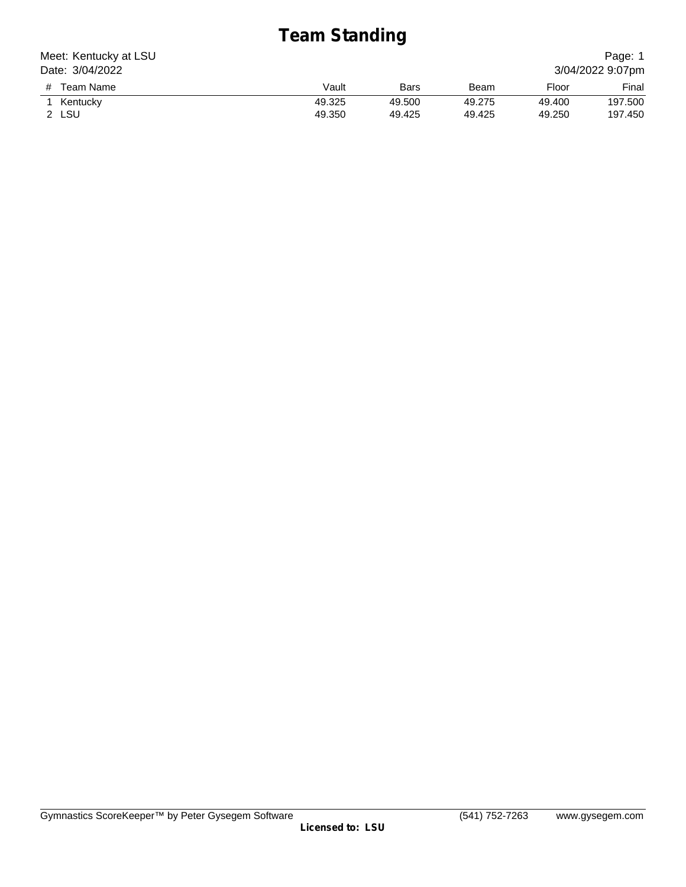# Team Standing

Meet: Kentucky at LSU
Date: 3/04/2022

3/04/2022 9:07pm

| # | Team Name | Vault | Bars | Beam | Floor | Final |
|---|---|---|---|---|---|---|
| 1 | Kentucky | 49.325 | 49.500 | 49.275 | 49.400 | 197.500 |
| 2 | LSU | 49.350 | 49.425 | 49.425 | 49.250 | 197.450 |

Gymnastics ScoreKeeper™ by Peter Gysegem Software (541) 752-7263 www.gysegem.com

**Licensed to: LSU**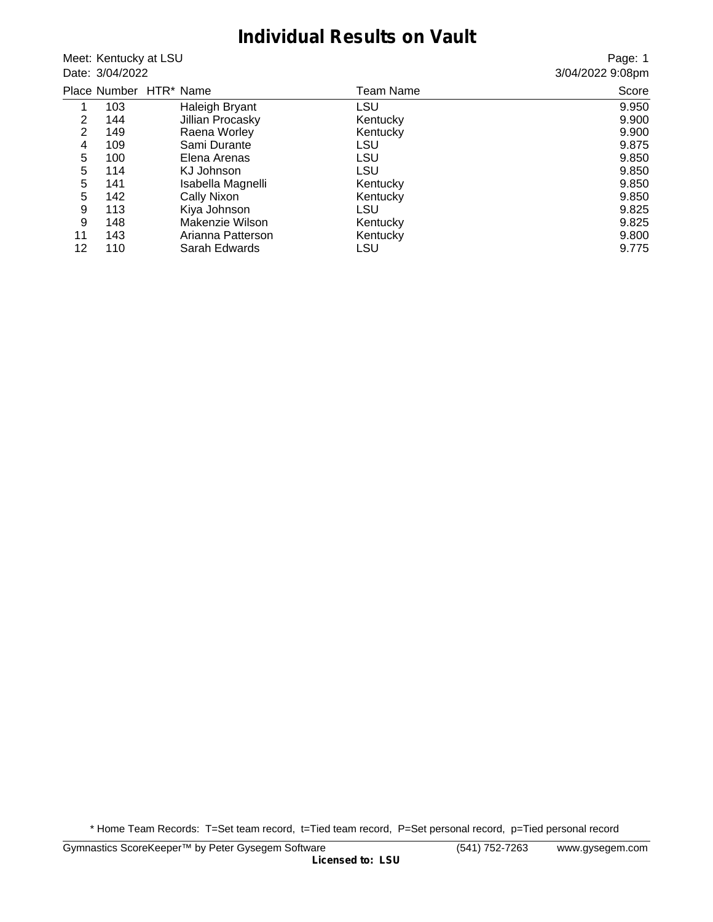# Individual Results on Vault

Meet: Kentucky at LSU
Date: 3/04/2022

3/04/2022 9:08pm

| Place | Number | HTR* | Name | Team Name | Score |
|---|---|---|---|---|---|
| 1 | 103 | | Haleigh Bryant | LSU | 9.950 |
| 2 | 144 | | Jillian Procasky | Kentucky | 9.900 |
| 2 | 149 | | Raena Worley | Kentucky | 9.900 |
| 4 | 109 | | Sami Durante | LSU | 9.875 |
| 5 | 100 | | Elena Arenas | LSU | 9.850 |
| 5 | 114 | | KJ Johnson | LSU | 9.850 |
| 5 | 141 | | Isabella Magnelli | Kentucky | 9.850 |
| 5 | 142 | | Cally Nixon | Kentucky | 9.850 |
| 9 | 113 | | Kiya Johnson | LSU | 9.825 |
| 9 | 148 | | Makenzie Wilson | Kentucky | 9.825 |
| 11 | 143 | | Arianna Patterson | Kentucky | 9.800 |
| 12 | 110 | | Sarah Edwards | LSU | 9.775 |

* Home Team Records: T=Set team record, t=Tied team record, P=Set personal record, p=Tied personal record

Gymnastics ScoreKeeper™ by Peter Gysegem Software (541) 752-7263 www.gysegem.com
**Licensed to: LSU**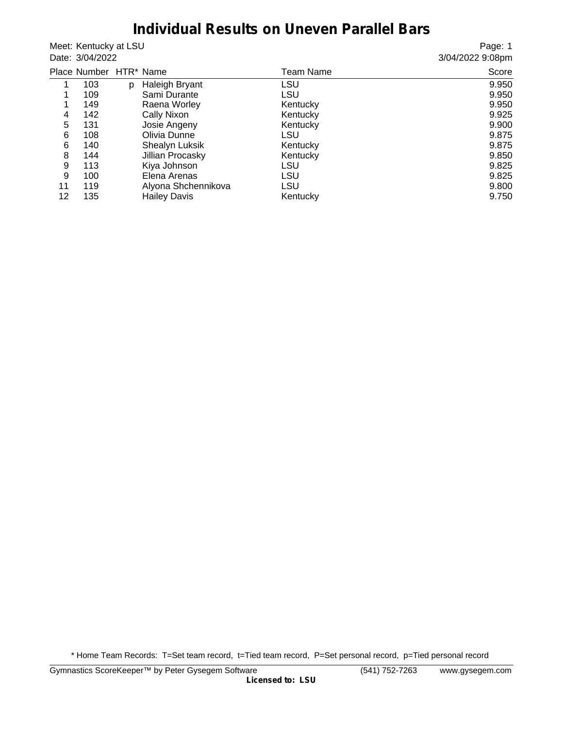# Individual Results on Uneven Parallel Bars

Meet: Kentucky at LSU
Date: 3/04/2022

3/04/2022 9:08pm

| Place | Number | HTR* | Name | Team Name | Score |
|---|---|---|---|---|---|
| 1 | 103 | p | Haleigh Bryant | LSU | 9.950 |
| 1 | 109 | | Sami Durante | LSU | 9.950 |
| 1 | 149 | | Raena Worley | Kentucky | 9.950 |
| 4 | 142 | | Cally Nixon | Kentucky | 9.925 |
| 5 | 131 | | Josie Angeny | Kentucky | 9.900 |
| 6 | 108 | | Olivia Dunne | LSU | 9.875 |
| 6 | 140 | | Shealyn Luksik | Kentucky | 9.875 |
| 8 | 144 | | Jillian Procasky | Kentucky | 9.850 |
| 9 | 113 | | Kiya Johnson | LSU | 9.825 |
| 9 | 100 | | Elena Arenas | LSU | 9.825 |
| 11 | 119 | | Alyona Shchennikova | LSU | 9.800 |
| 12 | 135 | | Hailey Davis | Kentucky | 9.750 |

* Home Team Records: T=Set team record, t=Tied team record, P=Set personal record, p=Tied personal record

Gymnastics ScoreKeeper™ by Peter Gysegem Software (541) 752-7263 www.gysegem.com

**Licensed to: LSU**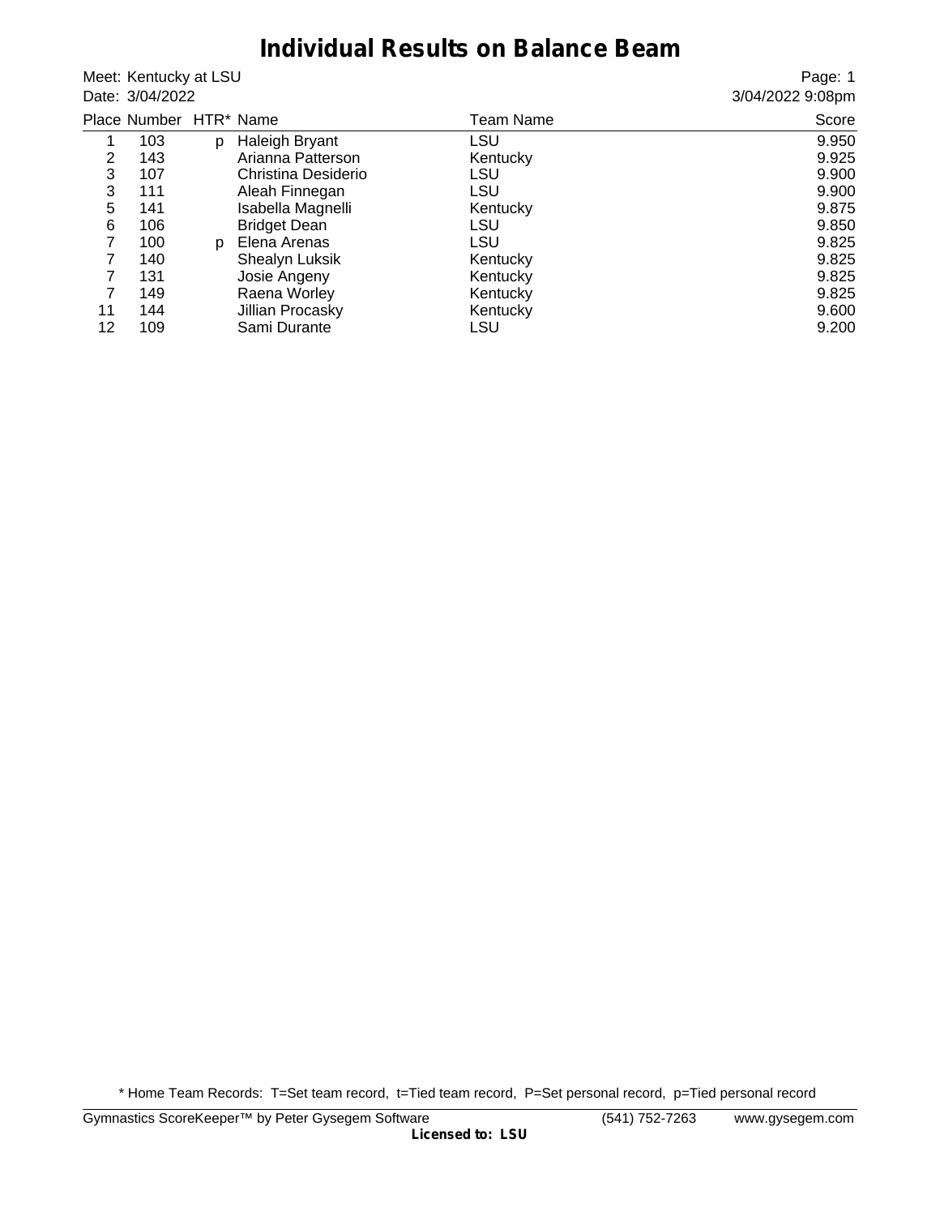# Individual Results on Balance Beam

Meet: Kentucky at LSU
Date: 3/04/2022

3/04/2022 9:08pm

| Place | Number | HTR* | Name | Team Name | Score |
|---|---|---|---|---|---|
| 1 | 103 | p | Haleigh Bryant | LSU | 9.950 |
| 2 | 143 | | Arianna Patterson | Kentucky | 9.925 |
| 3 | 107 | | Christina Desiderio | LSU | 9.900 |
| 3 | 111 | | Aleah Finnegan | LSU | 9.900 |
| 5 | 141 | | Isabella Magnelli | Kentucky | 9.875 |
| 6 | 106 | | Bridget Dean | LSU | 9.850 |
| 7 | 100 | p | Elena Arenas | LSU | 9.825 |
| 7 | 140 | | Shealyn Luksik | Kentucky | 9.825 |
| 7 | 131 | | Josie Angeny | Kentucky | 9.825 |
| 7 | 149 | | Raena Worley | Kentucky | 9.825 |
| 11 | 144 | | Jillian Procasky | Kentucky | 9.600 |
| 12 | 109 | | Sami Durante | LSU | 9.200 |

* Home Team Records: T=Set team record, t=Tied team record, P=Set personal record, p=Tied personal record

Gymnastics ScoreKeeper™ by Peter Gysegem Software (541) 752-7263 www.gysegem.com
**Licensed to: LSU**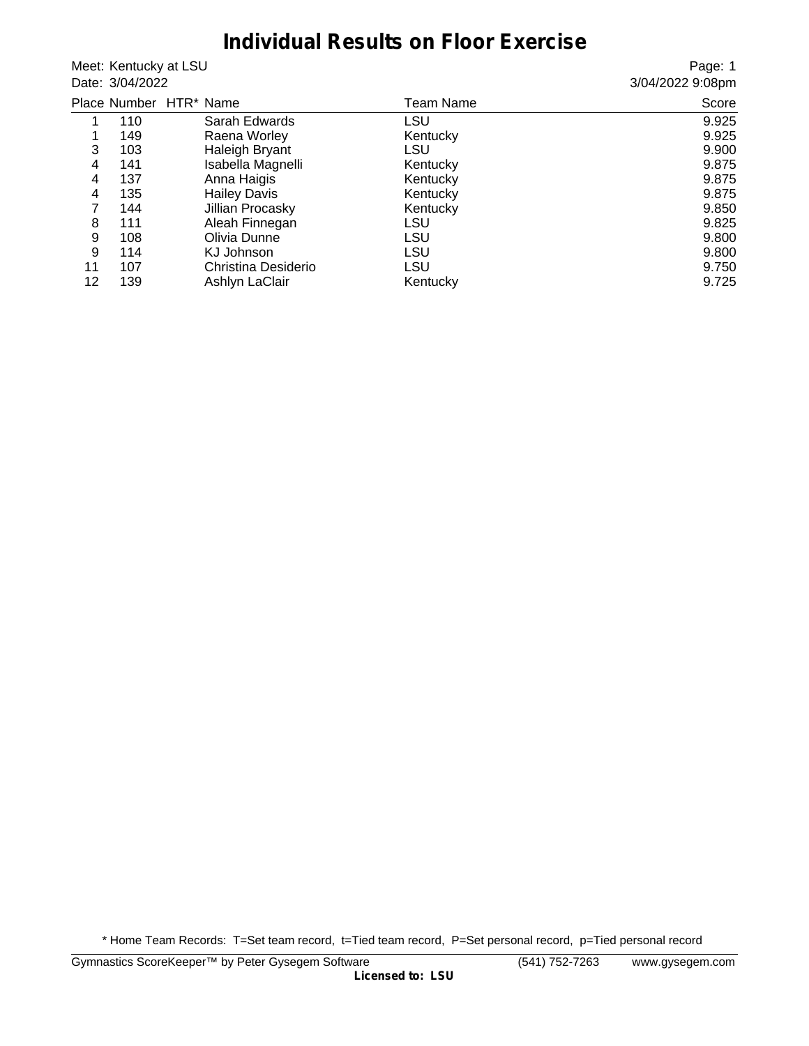# Individual Results on Floor Exercise

Meet: Kentucky at LSU
Date: 3/04/2022

Page: 1
3/04/2022 9:08pm

| Place | Number | HTR* | Name | Team Name | Score |
|---|---|---|---|---|---|
| 1 | 110 | | Sarah Edwards | LSU | 9.925 |
| 1 | 149 | | Raena Worley | Kentucky | 9.925 |
| 3 | 103 | | Haleigh Bryant | LSU | 9.900 |
| 4 | 141 | | Isabella Magnelli | Kentucky | 9.875 |
| 4 | 137 | | Anna Haigis | Kentucky | 9.875 |
| 4 | 135 | | Hailey Davis | Kentucky | 9.875 |
| 7 | 144 | | Jillian Procasky | Kentucky | 9.850 |
| 8 | 111 | | Aleah Finnegan | LSU | 9.825 |
| 9 | 108 | | Olivia Dunne | LSU | 9.800 |
| 9 | 114 | | KJ Johnson | LSU | 9.800 |
| 11 | 107 | | Christina Desiderio | LSU | 9.750 |
| 12 | 139 | | Ashlyn LaClair | Kentucky | 9.725 |

* Home Team Records: T=Set team record, t=Tied team record, P=Set personal record, p=Tied personal record

Gymnastics ScoreKeeper™ by Peter Gysegem Software (541) 752-7263 www.gysegem.com
**Licensed to: LSU**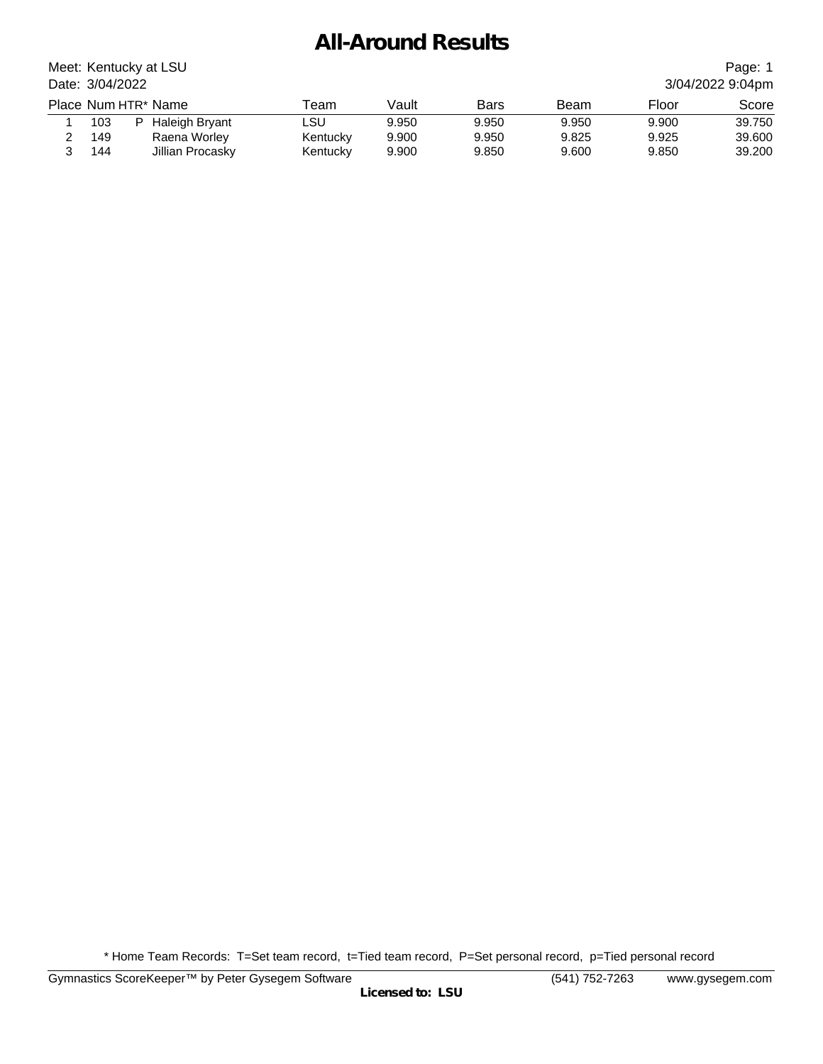# All-Around Results

Meet: Kentucky at LSU
Date: 3/04/2022

3/04/2022 9:04pm

| Place | Num | HTR* | Name | Team | Vault | Bars | Beam | Floor | Score |
|---|---|---|---|---|---|---|---|---|---|
| 1 | 103 | P | Haleigh Bryant | LSU | 9.950 | 9.950 | 9.950 | 9.900 | 39.750 |
| 2 | 149 | | Raena Worley | Kentucky | 9.900 | 9.950 | 9.825 | 9.925 | 39.600 |
| 3 | 144 | | Jillian Procasky | Kentucky | 9.900 | 9.850 | 9.600 | 9.850 | 39.200 |

\* Home Team Records: T=Set team record, t=Tied team record, P=Set personal record, p=Tied personal record

Gymnastics ScoreKeeper™ by Peter Gysegem Software (541) 752-7263 www.gysegem.com

**Licensed to: LSU**